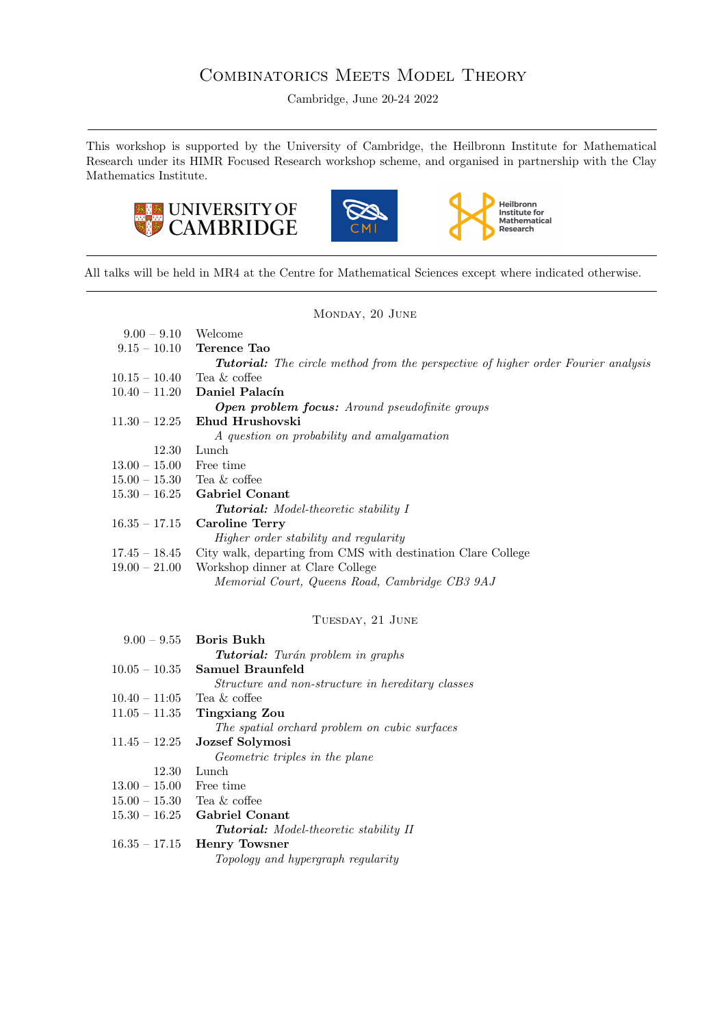# Combinatorics Meets Model Theory

Cambridge, June 20-24 2022

---

This workshop is supported by the University of Cambridge, the Heilbronn Institute for Mathematical Research under its HIMR Focused Research workshop scheme, and organised in partnership with the Clay Mathematics Institute.

---

All talks will be held in MR4 at the Centre for Mathematical Sciences except where indicated otherwise.

---

## Monday, 20 June

| | |
|---|---|
| 9.00 – 9.10 | Welcome |
| 9.15 – 10.10 | **Terence Tao** |
| | ***Tutorial:*** *The circle method from the perspective of higher order Fourier analysis* |
| 10.15 – 10.40 | Tea & coffee |
| 10.40 – 11.20 | **Daniel Palacín** |
| | ***Open problem focus:*** *Around pseudofinite groups* |
| 11.30 – 12.25 | **Ehud Hrushovski** |
| | *A question on probability and amalgamation* |
| 12.30 | Lunch |
| 13.00 – 15.00 | Free time |
| 15.00 – 15.30 | Tea & coffee |
| 15.30 – 16.25 | **Gabriel Conant** |
| | ***Tutorial:*** *Model-theoretic stability I* |
| 16.35 – 17.15 | **Caroline Terry** |
| | *Higher order stability and regularity* |
| 17.45 – 18.45 | City walk, departing from CMS with destination Clare College |
| 19.00 – 21.00 | Workshop dinner at Clare College |
| | *Memorial Court, Queens Road, Cambridge CB3 9AJ* |

## Tuesday, 21 June

| | |
|---|---|
| 9.00 – 9.55 | **Boris Bukh** |
| | ***Tutorial:*** *Turán problem in graphs* |
| 10.05 – 10.35 | **Samuel Braunfeld** |
| | *Structure and non-structure in hereditary classes* |
| 10.40 – 11:05 | Tea & coffee |
| 11.05 – 11.35 | **Tingxiang Zou** |
| | *The spatial orchard problem on cubic surfaces* |
| 11.45 – 12.25 | **Jozsef Solymosi** |
| | *Geometric triples in the plane* |
| 12.30 | Lunch |
| 13.00 – 15.00 | Free time |
| 15.00 – 15.30 | Tea & coffee |
| 15.30 – 16.25 | **Gabriel Conant** |
| | ***Tutorial:*** *Model-theoretic stability II* |
| 16.35 – 17.15 | **Henry Towsner** |
| | *Topology and hypergraph regularity* |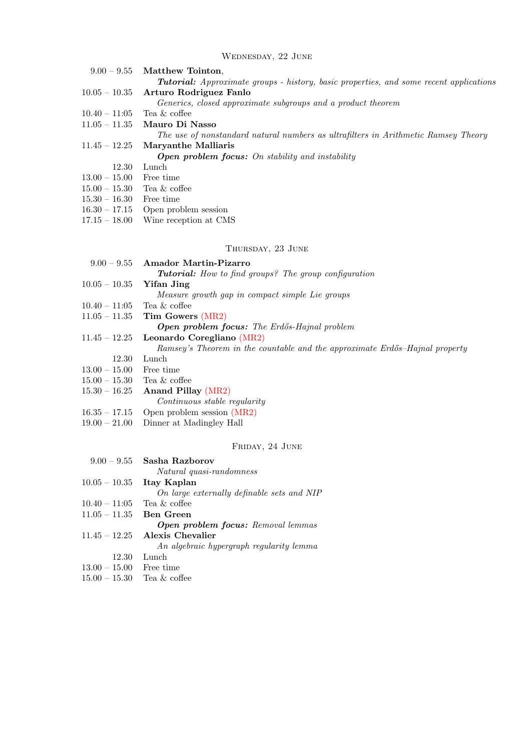### Wednesday, 22 June

| | |
|---|---|
| 9.00 – 9.55 | **Matthew Tointon**, |
| | ***Tutorial:*** *Approximate groups - history, basic properties, and some recent applications* |
| 10.05 – 10.35 | **Arturo Rodriguez Fanlo** |
| | *Generics, closed approximate subgroups and a product theorem* |
| 10.40 – 11:05 | Tea & coffee |
| 11.05 – 11.35 | **Mauro Di Nasso** |
| | *The use of nonstandard natural numbers as ultrafilters in Arithmetic Ramsey Theory* |
| 11.45 – 12.25 | **Maryanthe Malliaris** |
| | ***Open problem focus:*** *On stability and instability* |
| 12.30 | Lunch |
| 13.00 – 15.00 | Free time |
| 15.00 – 15.30 | Tea & coffee |
| 15.30 – 16.30 | Free time |
| 16.30 – 17.15 | Open problem session |
| 17.15 – 18.00 | Wine reception at CMS |

### Thursday, 23 June

| | |
|---|---|
| 9.00 – 9.55 | **Amador Martin-Pizarro** |
| | ***Tutorial:*** *How to find groups? The group configuration* |
| 10.05 – 10.35 | **Yifan Jing** |
| | *Measure growth gap in compact simple Lie groups* |
| 10.40 – 11:05 | Tea & coffee |
| 11.05 – 11.35 | **Tim Gowers** (MR2) |
| | ***Open problem focus:*** *The Erdős-Hajnal problem* |
| 11.45 – 12.25 | **Leonardo Coregliano** (MR2) |
| | *Ramsey's Theorem in the countable and the approximate Erdős–Hajnal property* |
| 12.30 | Lunch |
| 13.00 – 15.00 | Free time |
| 15.00 – 15.30 | Tea & coffee |
| 15.30 – 16.25 | **Anand Pillay** (MR2) |
| | *Continuous stable regularity* |
| 16.35 – 17.15 | Open problem session (MR2) |
| 19.00 – 21.00 | Dinner at Madingley Hall |

### Friday, 24 June

| | |
|---|---|
| 9.00 – 9.55 | **Sasha Razborov** |
| | *Natural quasi-randomness* |
| 10.05 – 10.35 | **Itay Kaplan** |
| | *On large externally definable sets and NIP* |
| 10.40 – 11:05 | Tea & coffee |
| 11.05 – 11.35 | **Ben Green** |
| | ***Open problem focus:*** *Removal lemmas* |
| 11.45 – 12.25 | **Alexis Chevalier** |
| | *An algebraic hypergraph regularity lemma* |
| 12.30 | Lunch |
| 13.00 – 15.00 | Free time |
| 15.00 – 15.30 | Tea & coffee |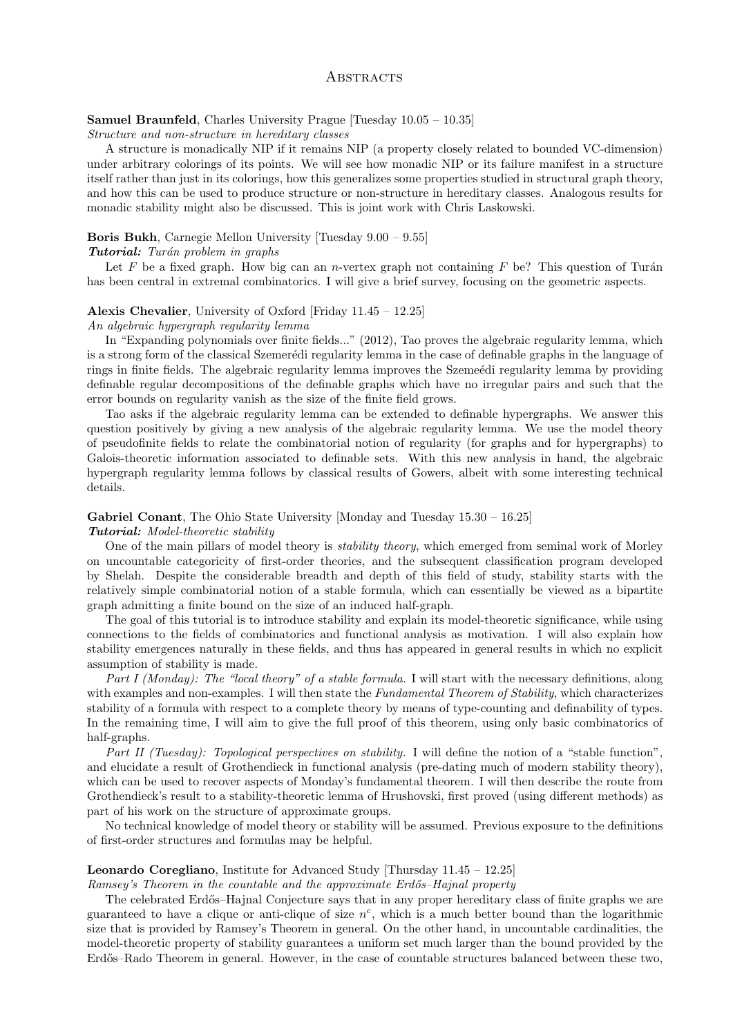# Abstracts

**Samuel Braunfeld**, Charles University Prague [Tuesday 10.05 – 10.35]
*Structure and non-structure in hereditary classes*

A structure is monadically NIP if it remains NIP (a property closely related to bounded VC-dimension) under arbitrary colorings of its points. We will see how monadic NIP or its failure manifest in a structure itself rather than just in its colorings, how this generalizes some properties studied in structural graph theory, and how this can be used to produce structure or non-structure in hereditary classes. Analogous results for monadic stability might also be discussed. This is joint work with Chris Laskowski.

**Boris Bukh**, Carnegie Mellon University [Tuesday 9.00 – 9.55]
***Tutorial:*** *Turán problem in graphs*

Let $F$ be a fixed graph. How big can an $n$-vertex graph not containing $F$ be? This question of Turán has been central in extremal combinatorics. I will give a brief survey, focusing on the geometric aspects.

**Alexis Chevalier**, University of Oxford [Friday 11.45 – 12.25]
*An algebraic hypergraph regularity lemma*

In "Expanding polynomials over finite fields..." (2012), Tao proves the algebraic regularity lemma, which is a strong form of the classical Szemerédi regularity lemma in the case of definable graphs in the language of rings in finite fields. The algebraic regularity lemma improves the Szemeédi regularity lemma by providing definable regular decompositions of the definable graphs which have no irregular pairs and such that the error bounds on regularity vanish as the size of the finite field grows.

Tao asks if the algebraic regularity lemma can be extended to definable hypergraphs. We answer this question positively by giving a new analysis of the algebraic regularity lemma. We use the model theory of pseudofinite fields to relate the combinatorial notion of regularity (for graphs and for hypergraphs) to Galois-theoretic information associated to definable sets. With this new analysis in hand, the algebraic hypergraph regularity lemma follows by classical results of Gowers, albeit with some interesting technical details.

**Gabriel Conant**, The Ohio State University [Monday and Tuesday 15.30 – 16.25]
***Tutorial:*** *Model-theoretic stability*

One of the main pillars of model theory is *stability theory*, which emerged from seminal work of Morley on uncountable categoricity of first-order theories, and the subsequent classification program developed by Shelah. Despite the considerable breadth and depth of this field of study, stability starts with the relatively simple combinatorial notion of a stable formula, which can essentially be viewed as a bipartite graph admitting a finite bound on the size of an induced half-graph.

The goal of this tutorial is to introduce stability and explain its model-theoretic significance, while using connections to the fields of combinatorics and functional analysis as motivation. I will also explain how stability emergences naturally in these fields, and thus has appeared in general results in which no explicit assumption of stability is made.

*Part I (Monday): The "local theory" of a stable formula.* I will start with the necessary definitions, along with examples and non-examples. I will then state the *Fundamental Theorem of Stability*, which characterizes stability of a formula with respect to a complete theory by means of type-counting and definability of types. In the remaining time, I will aim to give the full proof of this theorem, using only basic combinatorics of half-graphs.

*Part II (Tuesday): Topological perspectives on stability.* I will define the notion of a "stable function", and elucidate a result of Grothendieck in functional analysis (pre-dating much of modern stability theory), which can be used to recover aspects of Monday's fundamental theorem. I will then describe the route from Grothendieck's result to a stability-theoretic lemma of Hrushovski, first proved (using different methods) as part of his work on the structure of approximate groups.

No technical knowledge of model theory or stability will be assumed. Previous exposure to the definitions of first-order structures and formulas may be helpful.

**Leonardo Coregliano**, Institute for Advanced Study [Thursday 11.45 – 12.25]
*Ramsey's Theorem in the countable and the approximate Erdős–Hajnal property*

The celebrated Erdős–Hajnal Conjecture says that in any proper hereditary class of finite graphs we are guaranteed to have a clique or anti-clique of size $n^c$, which is a much better bound than the logarithmic size that is provided by Ramsey's Theorem in general. On the other hand, in uncountable cardinalities, the model-theoretic property of stability guarantees a uniform set much larger than the bound provided by the Erdős–Rado Theorem in general. However, in the case of countable structures balanced between these two,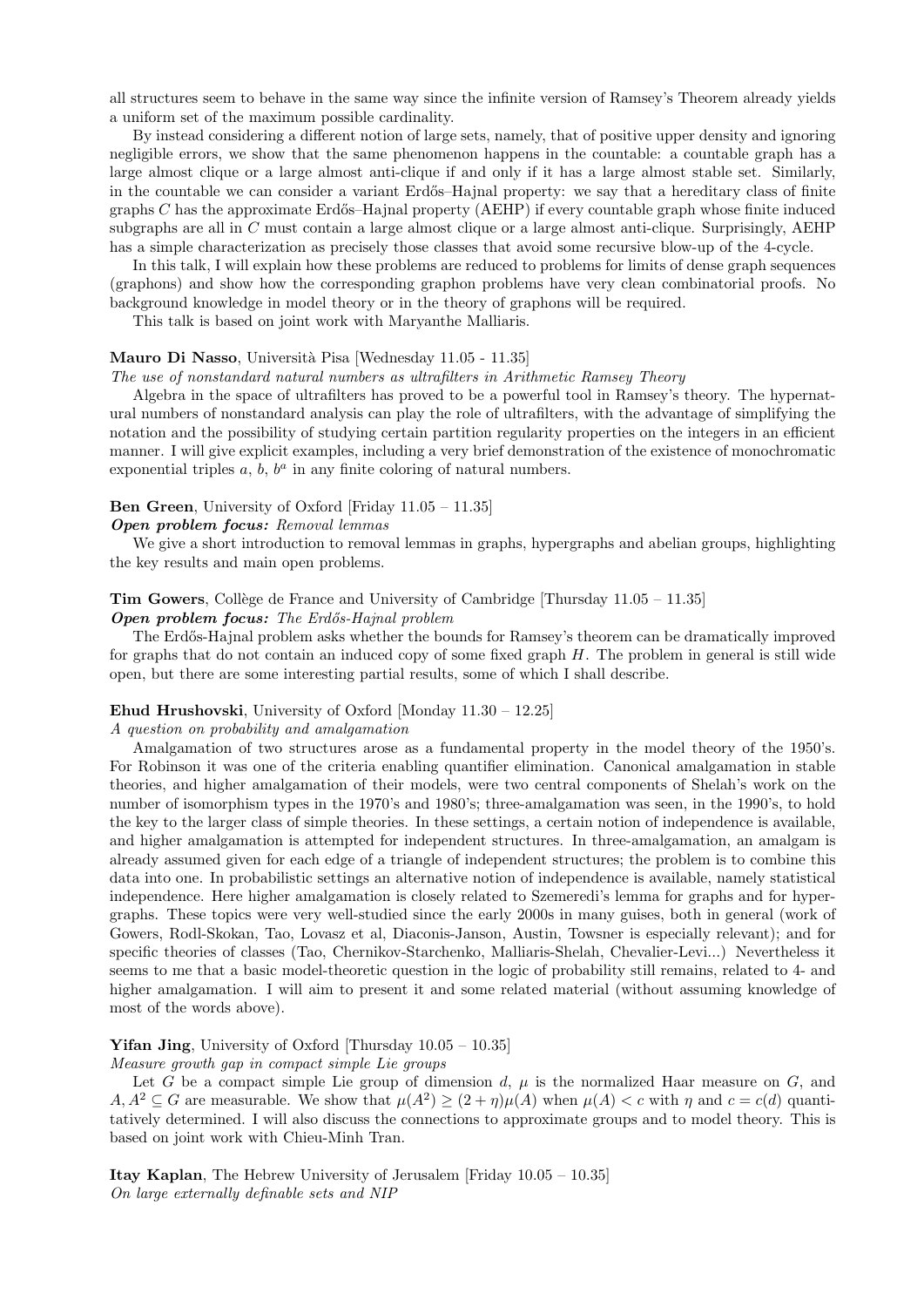all structures seem to behave in the same way since the infinite version of Ramsey's Theorem already yields a uniform set of the maximum possible cardinality.

By instead considering a different notion of large sets, namely, that of positive upper density and ignoring negligible errors, we show that the same phenomenon happens in the countable: a countable graph has a large almost clique or a large almost anti-clique if and only if it has a large almost stable set. Similarly, in the countable we can consider a variant Erdős–Hajnal property: we say that a hereditary class of finite graphs $C$ has the approximate Erdős–Hajnal property (AEHP) if every countable graph whose finite induced subgraphs are all in $C$ must contain a large almost clique or a large almost anti-clique. Surprisingly, AEHP has a simple characterization as precisely those classes that avoid some recursive blow-up of the 4-cycle.

In this talk, I will explain how these problems are reduced to problems for limits of dense graph sequences (graphons) and show how the corresponding graphon problems have very clean combinatorial proofs. No background knowledge in model theory or in the theory of graphons will be required.

This talk is based on joint work with Maryanthe Malliaris.

**Mauro Di Nasso**, Università Pisa [Wednesday 11.05 - 11.35]

*The use of nonstandard natural numbers as ultrafilters in Arithmetic Ramsey Theory*

Algebra in the space of ultrafilters has proved to be a powerful tool in Ramsey's theory. The hypernatural numbers of nonstandard analysis can play the role of ultrafilters, with the advantage of simplifying the notation and the possibility of studying certain partition regularity properties on the integers in an efficient manner. I will give explicit examples, including a very brief demonstration of the existence of monochromatic exponential triples $a$, $b$, $b^a$ in any finite coloring of natural numbers.

**Ben Green**, University of Oxford [Friday 11.05 – 11.35]

***Open problem focus:*** *Removal lemmas*

We give a short introduction to removal lemmas in graphs, hypergraphs and abelian groups, highlighting the key results and main open problems.

**Tim Gowers**, Collège de France and University of Cambridge [Thursday 11.05 – 11.35]

***Open problem focus:*** *The Erdős-Hajnal problem*

The Erdős-Hajnal problem asks whether the bounds for Ramsey's theorem can be dramatically improved for graphs that do not contain an induced copy of some fixed graph $H$. The problem in general is still wide open, but there are some interesting partial results, some of which I shall describe.

**Ehud Hrushovski**, University of Oxford [Monday 11.30 – 12.25]

*A question on probability and amalgamation*

Amalgamation of two structures arose as a fundamental property in the model theory of the 1950's. For Robinson it was one of the criteria enabling quantifier elimination. Canonical amalgamation in stable theories, and higher amalgamation of their models, were two central components of Shelah's work on the number of isomorphism types in the 1970's and 1980's; three-amalgamation was seen, in the 1990's, to hold the key to the larger class of simple theories. In these settings, a certain notion of independence is available, and higher amalgamation is attempted for independent structures. In three-amalgamation, an amalgam is already assumed given for each edge of a triangle of independent structures; the problem is to combine this data into one. In probabilistic settings an alternative notion of independence is available, namely statistical independence. Here higher amalgamation is closely related to Szemeredi's lemma for graphs and for hypergraphs. These topics were very well-studied since the early 2000s in many guises, both in general (work of Gowers, Rodl-Skokan, Tao, Lovasz et al, Diaconis-Janson, Austin, Towsner is especially relevant); and for specific theories of classes (Tao, Chernikov-Starchenko, Malliaris-Shelah, Chevalier-Levi...) Nevertheless it seems to me that a basic model-theoretic question in the logic of probability still remains, related to 4- and higher amalgamation. I will aim to present it and some related material (without assuming knowledge of most of the words above).

**Yifan Jing**, University of Oxford [Thursday 10.05 – 10.35]

*Measure growth gap in compact simple Lie groups*

Let $G$ be a compact simple Lie group of dimension $d$, $\mu$ is the normalized Haar measure on $G$, and $A, A^2 \subseteq G$ are measurable. We show that $\mu(A^2) \geq (2+\eta)\mu(A)$ when $\mu(A) < c$ with $\eta$ and $c = c(d)$ quantitatively determined. I will also discuss the connections to approximate groups and to model theory. This is based on joint work with Chieu-Minh Tran.

**Itay Kaplan**, The Hebrew University of Jerusalem [Friday 10.05 – 10.35]

*On large externally definable sets and NIP*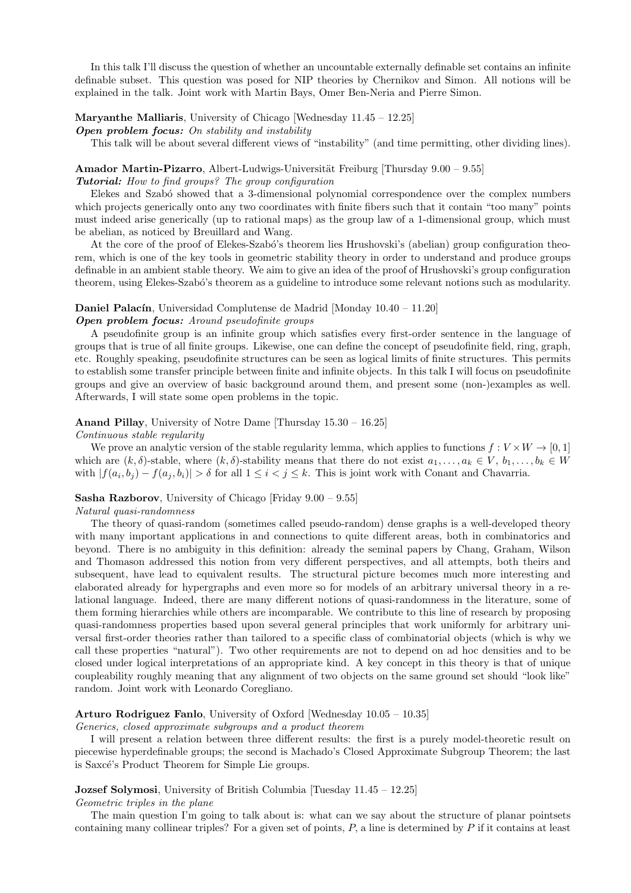In this talk I'll discuss the question of whether an uncountable externally definable set contains an infinite definable subset. This question was posed for NIP theories by Chernikov and Simon. All notions will be explained in the talk. Joint work with Martin Bays, Omer Ben-Neria and Pierre Simon.

**Maryanthe Malliaris**, University of Chicago [Wednesday 11.45 – 12.25]
***Open problem focus:*** *On stability and instability*

This talk will be about several different views of "instability" (and time permitting, other dividing lines).

**Amador Martin-Pizarro**, Albert-Ludwigs-Universität Freiburg [Thursday 9.00 – 9.55]
***Tutorial:*** *How to find groups? The group configuration*

Elekes and Szabó showed that a 3-dimensional polynomial correspondence over the complex numbers which projects generically onto any two coordinates with finite fibers such that it contain "too many" points must indeed arise generically (up to rational maps) as the group law of a 1-dimensional group, which must be abelian, as noticed by Breuillard and Wang.

At the core of the proof of Elekes-Szabó's theorem lies Hrushovski's (abelian) group configuration theorem, which is one of the key tools in geometric stability theory in order to understand and produce groups definable in an ambient stable theory. We aim to give an idea of the proof of Hrushovski's group configuration theorem, using Elekes-Szabó's theorem as a guideline to introduce some relevant notions such as modularity.

**Daniel Palacín**, Universidad Complutense de Madrid [Monday 10.40 – 11.20]
***Open problem focus:*** *Around pseudofinite groups*

A pseudofinite group is an infinite group which satisfies every first-order sentence in the language of groups that is true of all finite groups. Likewise, one can define the concept of pseudofinite field, ring, graph, etc. Roughly speaking, pseudofinite structures can be seen as logical limits of finite structures. This permits to establish some transfer principle between finite and infinite objects. In this talk I will focus on pseudofinite groups and give an overview of basic background around them, and present some (non-)examples as well. Afterwards, I will state some open problems in the topic.

**Anand Pillay**, University of Notre Dame [Thursday 15.30 – 16.25]
*Continuous stable regularity*

We prove an analytic version of the stable regularity lemma, which applies to functions $f : V \times W \to [0, 1]$ which are $(k, \delta)$-stable, where $(k, \delta)$-stability means that there do not exist $a_1, \ldots, a_k \in V$, $b_1, \ldots, b_k \in W$ with $|f(a_i, b_j) - f(a_j, b_i)| > \delta$ for all $1 \leq i < j \leq k$. This is joint work with Conant and Chavarria.

**Sasha Razborov**, University of Chicago [Friday 9.00 – 9.55]
*Natural quasi-randomness*

The theory of quasi-random (sometimes called pseudo-random) dense graphs is a well-developed theory with many important applications in and connections to quite different areas, both in combinatorics and beyond. There is no ambiguity in this definition: already the seminal papers by Chang, Graham, Wilson and Thomason addressed this notion from very different perspectives, and all attempts, both theirs and subsequent, have lead to equivalent results. The structural picture becomes much more interesting and elaborated already for hypergraphs and even more so for models of an arbitrary universal theory in a relational language. Indeed, there are many different notions of quasi-randomness in the literature, some of them forming hierarchies while others are incomparable. We contribute to this line of research by proposing quasi-randomness properties based upon several general principles that work uniformly for arbitrary universal first-order theories rather than tailored to a specific class of combinatorial objects (which is why we call these properties "natural"). Two other requirements are not to depend on ad hoc densities and to be closed under logical interpretations of an appropriate kind. A key concept in this theory is that of unique coupleability roughly meaning that any alignment of two objects on the same ground set should "look like" random. Joint work with Leonardo Coregliano.

**Arturo Rodriguez Fanlo**, University of Oxford [Wednesday 10.05 – 10.35]
*Generics, closed approximate subgroups and a product theorem*

I will present a relation between three different results: the first is a purely model-theoretic result on piecewise hyperdefinable groups; the second is Machado's Closed Approximate Subgroup Theorem; the last is Saxcé's Product Theorem for Simple Lie groups.

**Jozsef Solymosi**, University of British Columbia [Tuesday 11.45 – 12.25]
*Geometric triples in the plane*

The main question I'm going to talk about is: what can we say about the structure of planar pointsets containing many collinear triples? For a given set of points, $P$, a line is determined by $P$ if it contains at least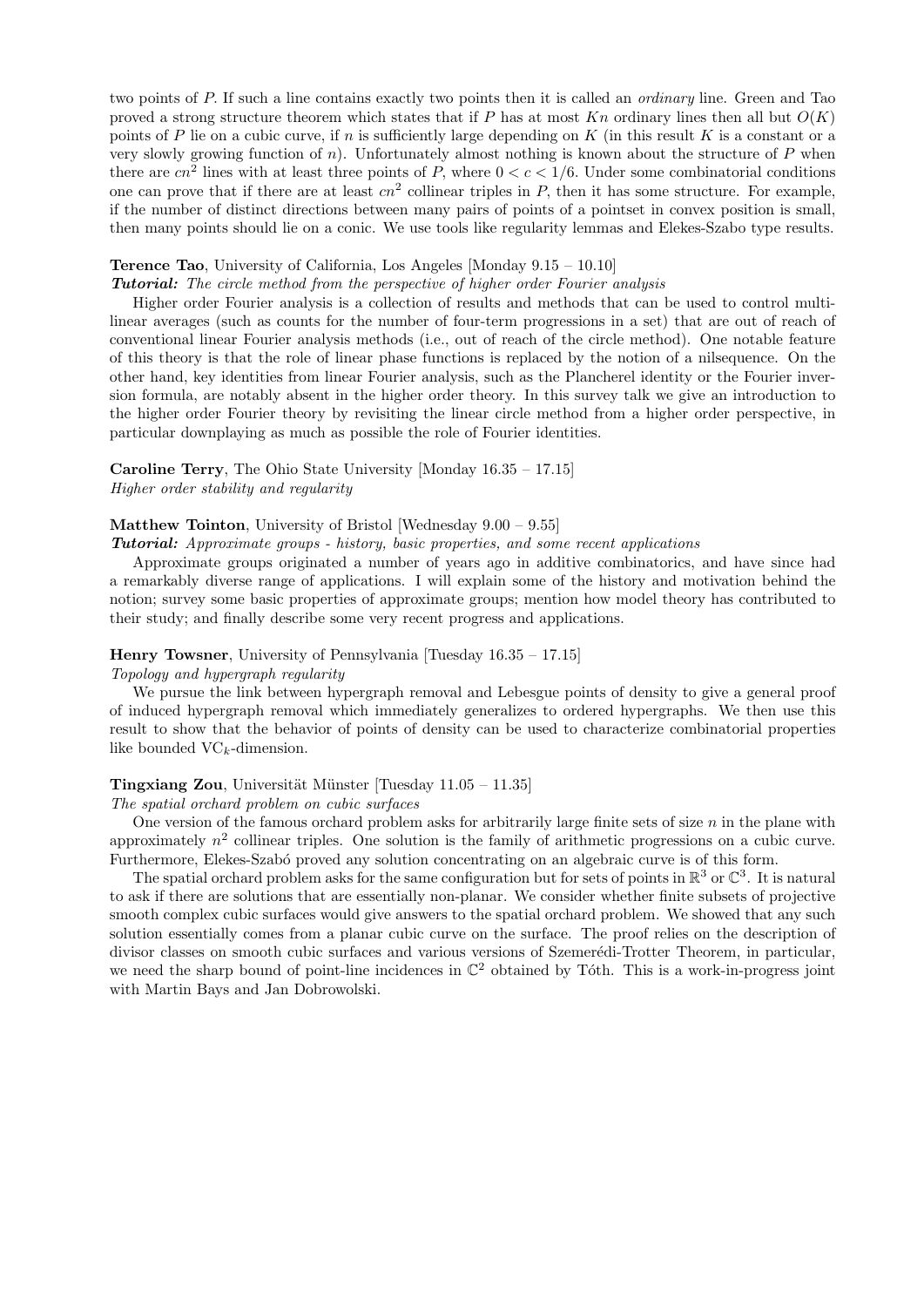two points of $P$. If such a line contains exactly two points then it is called an *ordinary* line. Green and Tao proved a strong structure theorem which states that if $P$ has at most $Kn$ ordinary lines then all but $O(K)$ points of $P$ lie on a cubic curve, if $n$ is sufficiently large depending on $K$ (in this result $K$ is a constant or a very slowly growing function of $n$). Unfortunately almost nothing is known about the structure of $P$ when there are $cn^2$ lines with at least three points of $P$, where $0 < c < 1/6$. Under some combinatorial conditions one can prove that if there are at least $cn^2$ collinear triples in $P$, then it has some structure. For example, if the number of distinct directions between many pairs of points of a pointset in convex position is small, then many points should lie on a conic. We use tools like regularity lemmas and Elekes-Szabo type results.

**Terence Tao**, University of California, Los Angeles [Monday 9.15 – 10.10]
***Tutorial:*** *The circle method from the perspective of higher order Fourier analysis*

Higher order Fourier analysis is a collection of results and methods that can be used to control multilinear averages (such as counts for the number of four-term progressions in a set) that are out of reach of conventional linear Fourier analysis methods (i.e., out of reach of the circle method). One notable feature of this theory is that the role of linear phase functions is replaced by the notion of a nilsequence. On the other hand, key identities from linear Fourier analysis, such as the Plancherel identity or the Fourier inversion formula, are notably absent in the higher order theory. In this survey talk we give an introduction to the higher order Fourier theory by revisiting the linear circle method from a higher order perspective, in particular downplaying as much as possible the role of Fourier identities.

**Caroline Terry**, The Ohio State University [Monday 16.35 – 17.15]
*Higher order stability and regularity*

**Matthew Tointon**, University of Bristol [Wednesday 9.00 – 9.55]
***Tutorial:*** *Approximate groups - history, basic properties, and some recent applications*

Approximate groups originated a number of years ago in additive combinatorics, and have since had a remarkably diverse range of applications. I will explain some of the history and motivation behind the notion; survey some basic properties of approximate groups; mention how model theory has contributed to their study; and finally describe some very recent progress and applications.

**Henry Towsner**, University of Pennsylvania [Tuesday 16.35 – 17.15]
*Topology and hypergraph regularity*

We pursue the link between hypergraph removal and Lebesgue points of density to give a general proof of induced hypergraph removal which immediately generalizes to ordered hypergraphs. We then use this result to show that the behavior of points of density can be used to characterize combinatorial properties like bounded $\mathrm{VC}_k$-dimension.

**Tingxiang Zou**, Universität Münster [Tuesday 11.05 – 11.35]
*The spatial orchard problem on cubic surfaces*

One version of the famous orchard problem asks for arbitrarily large finite sets of size $n$ in the plane with approximately $n^2$ collinear triples. One solution is the family of arithmetic progressions on a cubic curve. Furthermore, Elekes-Szabó proved any solution concentrating on an algebraic curve is of this form.

The spatial orchard problem asks for the same configuration but for sets of points in $\mathbb{R}^3$ or $\mathbb{C}^3$. It is natural to ask if there are solutions that are essentially non-planar. We consider whether finite subsets of projective smooth complex cubic surfaces would give answers to the spatial orchard problem. We showed that any such solution essentially comes from a planar cubic curve on the surface. The proof relies on the description of divisor classes on smooth cubic surfaces and various versions of Szemerédi-Trotter Theorem, in particular, we need the sharp bound of point-line incidences in $\mathbb{C}^2$ obtained by Tóth. This is a work-in-progress joint with Martin Bays and Jan Dobrowolski.